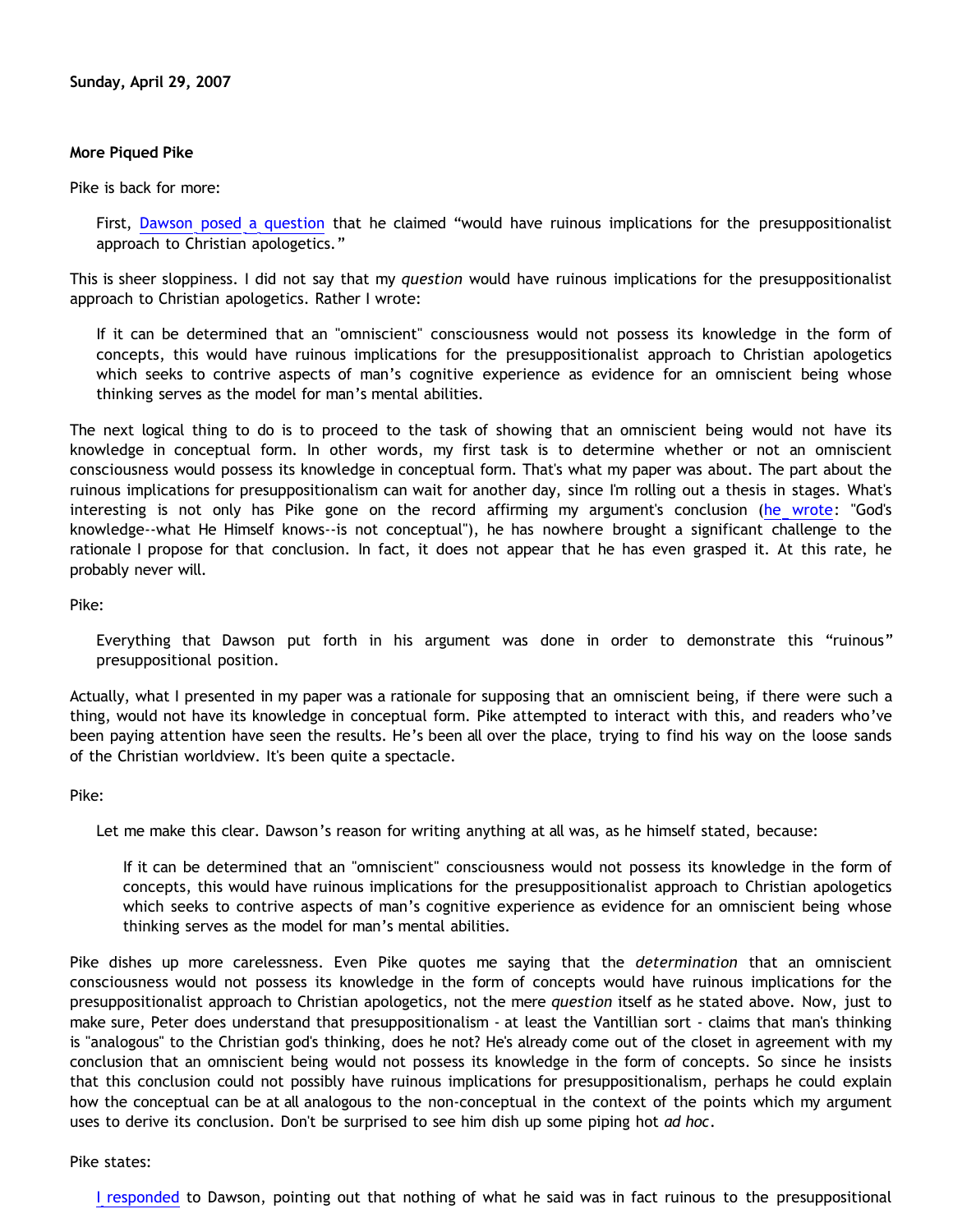**Sunday, April 29, 2007**

**More Piqued Pike**

Pike is back for more:

> First, Dawson posed a question that he claimed "would have ruinous implications for the presuppositionalist approach to Christian apologetics."

This is sheer sloppiness. I did not say that my *question* would have ruinous implications for the presuppositionalist approach to Christian apologetics. Rather I wrote:

> If it can be determined that an "omniscient" consciousness would not possess its knowledge in the form of concepts, this would have ruinous implications for the presuppositionalist approach to Christian apologetics which seeks to contrive aspects of man's cognitive experience as evidence for an omniscient being whose thinking serves as the model for man's mental abilities.

The next logical thing to do is to proceed to the task of showing that an omniscient being would not have its knowledge in conceptual form. In other words, my first task is to determine whether or not an omniscient consciousness would possess its knowledge in conceptual form. That's what my paper was about. The part about the ruinous implications for presuppositionalism can wait for another day, since I'm rolling out a thesis in stages. What's interesting is not only has Pike gone on the record affirming my argument's conclusion (he wrote: "God's knowledge--what He Himself knows--is not conceptual"), he has nowhere brought a significant challenge to the rationale I propose for that conclusion. In fact, it does not appear that he has even grasped it. At this rate, he probably never will.

Pike:

> Everything that Dawson put forth in his argument was done in order to demonstrate this "ruinous" presuppositional position.

Actually, what I presented in my paper was a rationale for supposing that an omniscient being, if there were such a thing, would not have its knowledge in conceptual form. Pike attempted to interact with this, and readers who've been paying attention have seen the results. He's been all over the place, trying to find his way on the loose sands of the Christian worldview. It's been quite a spectacle.

Pike:

> Let me make this clear. Dawson's reason for writing anything at all was, as he himself stated, because:
>
> > If it can be determined that an "omniscient" consciousness would not possess its knowledge in the form of concepts, this would have ruinous implications for the presuppositionalist approach to Christian apologetics which seeks to contrive aspects of man's cognitive experience as evidence for an omniscient being whose thinking serves as the model for man's mental abilities.

Pike dishes up more carelessness. Even Pike quotes me saying that the *determination* that an omniscient consciousness would not possess its knowledge in the form of concepts would have ruinous implications for the presuppositionalist approach to Christian apologetics, not the mere *question* itself as he stated above. Now, just to make sure, Peter does understand that presuppositionalism - at least the Vantillian sort - claims that man's thinking is "analogous" to the Christian god's thinking, does he not? He's already come out of the closet in agreement with my conclusion that an omniscient being would not possess its knowledge in the form of concepts. So since he insists that this conclusion could not possibly have ruinous implications for presuppositionalism, perhaps he could explain how the conceptual can be at all analogous to the non-conceptual in the context of the points which my argument uses to derive its conclusion. Don't be surprised to see him dish up some piping hot *ad hoc*.

Pike states:

> I responded to Dawson, pointing out that nothing of what he said was in fact ruinous to the presuppositional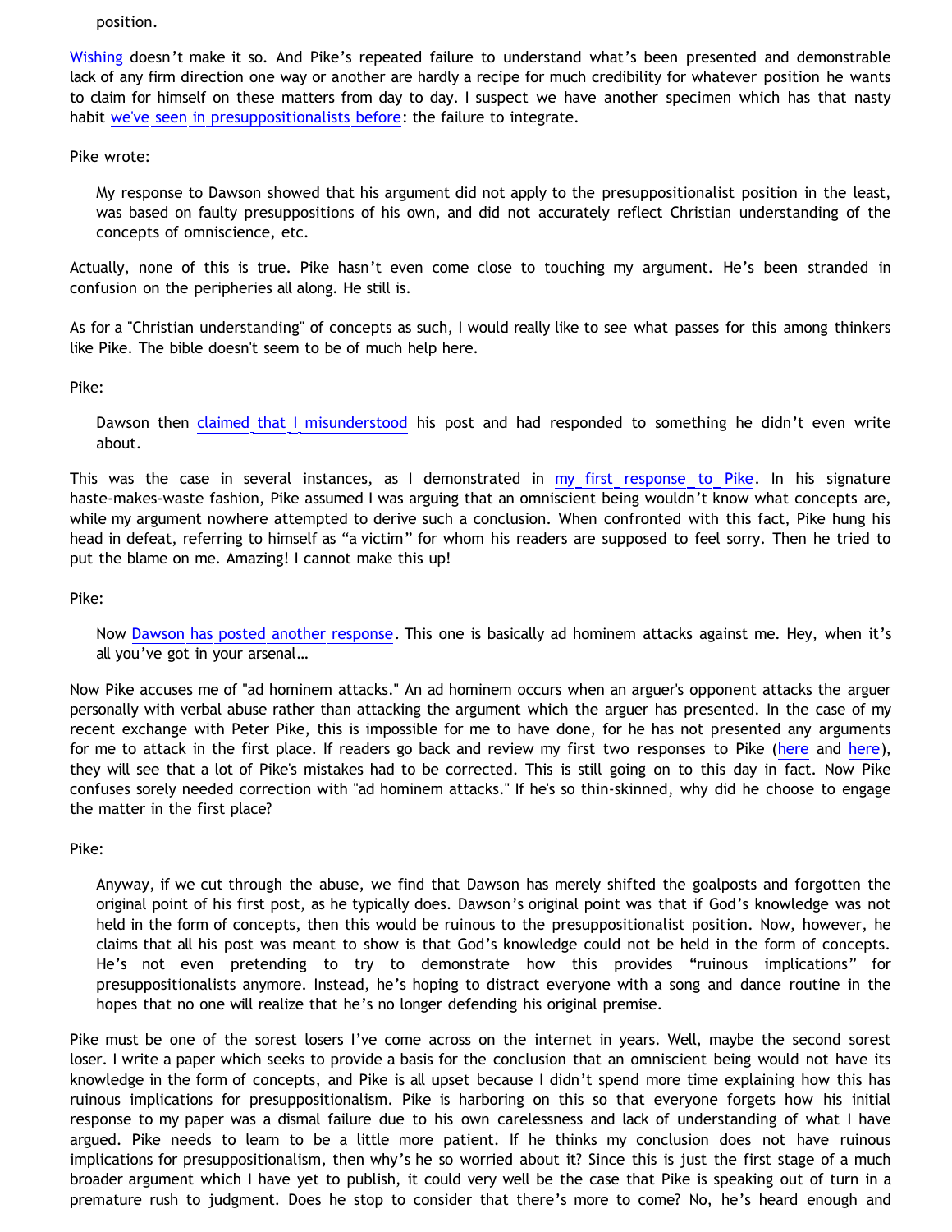position.

Wishing doesn't make it so. And Pike's repeated failure to understand what's been presented and demonstrable lack of any firm direction one way or another are hardly a recipe for much credibility for whatever position he wants to claim for himself on these matters from day to day. I suspect we have another specimen which has that nasty habit we've seen in presuppositionalists before: the failure to integrate.

Pike wrote:

> My response to Dawson showed that his argument did not apply to the presuppositionalist position in the least, was based on faulty presuppositions of his own, and did not accurately reflect Christian understanding of the concepts of omniscience, etc.

Actually, none of this is true. Pike hasn't even come close to touching my argument. He's been stranded in confusion on the peripheries all along. He still is.

As for a "Christian understanding" of concepts as such, I would really like to see what passes for this among thinkers like Pike. The bible doesn't seem to be of much help here.

Pike:

> Dawson then claimed that I misunderstood his post and had responded to something he didn't even write about.

This was the case in several instances, as I demonstrated in my first response to Pike. In his signature haste-makes-waste fashion, Pike assumed I was arguing that an omniscient being wouldn't know what concepts are, while my argument nowhere attempted to derive such a conclusion. When confronted with this fact, Pike hung his head in defeat, referring to himself as "a victim" for whom his readers are supposed to feel sorry. Then he tried to put the blame on me. Amazing! I cannot make this up!

Pike:

> Now Dawson has posted another response. This one is basically ad hominem attacks against me. Hey, when it's all you've got in your arsenal…

Now Pike accuses me of "ad hominem attacks." An ad hominem occurs when an arguer's opponent attacks the arguer personally with verbal abuse rather than attacking the argument which the arguer has presented. In the case of my recent exchange with Peter Pike, this is impossible for me to have done, for he has not presented any arguments for me to attack in the first place. If readers go back and review my first two responses to Pike (here and here), they will see that a lot of Pike's mistakes had to be corrected. This is still going on to this day in fact. Now Pike confuses sorely needed correction with "ad hominem attacks." If he's so thin-skinned, why did he choose to engage the matter in the first place?

Pike:

> Anyway, if we cut through the abuse, we find that Dawson has merely shifted the goalposts and forgotten the original point of his first post, as he typically does. Dawson's original point was that if God's knowledge was not held in the form of concepts, then this would be ruinous to the presuppositionalist position. Now, however, he claims that all his post was meant to show is that God's knowledge could not be held in the form of concepts. He's not even pretending to try to demonstrate how this provides "ruinous implications" for presuppositionalists anymore. Instead, he's hoping to distract everyone with a song and dance routine in the hopes that no one will realize that he's no longer defending his original premise.

Pike must be one of the sorest losers I've come across on the internet in years. Well, maybe the second sorest loser. I write a paper which seeks to provide a basis for the conclusion that an omniscient being would not have its knowledge in the form of concepts, and Pike is all upset because I didn't spend more time explaining how this has ruinous implications for presuppositionalism. Pike is harboring on this so that everyone forgets how his initial response to my paper was a dismal failure due to his own carelessness and lack of understanding of what I have argued. Pike needs to learn to be a little more patient. If he thinks my conclusion does not have ruinous implications for presuppositionalism, then why's he so worried about it? Since this is just the first stage of a much broader argument which I have yet to publish, it could very well be the case that Pike is speaking out of turn in a premature rush to judgment. Does he stop to consider that there's more to come? No, he's heard enough and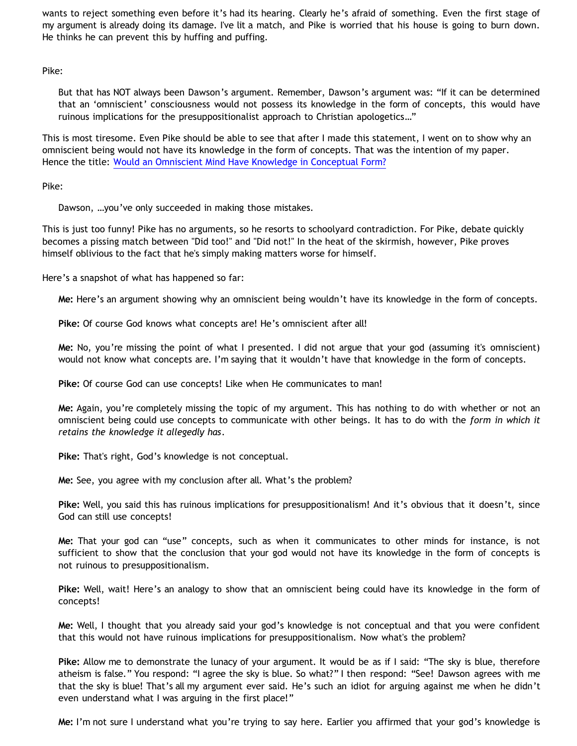wants to reject something even before it's had its hearing. Clearly he's afraid of something. Even the first stage of my argument is already doing its damage. I've lit a match, and Pike is worried that his house is going to burn down. He thinks he can prevent this by huffing and puffing.

Pike:

> But that has NOT always been Dawson's argument. Remember, Dawson's argument was: "If it can be determined that an 'omniscient' consciousness would not possess its knowledge in the form of concepts, this would have ruinous implications for the presuppositionalist approach to Christian apologetics…"

This is most tiresome. Even Pike should be able to see that after I made this statement, I went on to show why an omniscient being would not have its knowledge in the form of concepts. That was the intention of my paper. Hence the title: [Would an Omniscient Mind Have Knowledge in Conceptual Form?]

Pike:

> Dawson, …you've only succeeded in making those mistakes.

This is just too funny! Pike has no arguments, so he resorts to schoolyard contradiction. For Pike, debate quickly becomes a pissing match between "Did too!" and "Did not!" In the heat of the skirmish, however, Pike proves himself oblivious to the fact that he's simply making matters worse for himself.

Here's a snapshot of what has happened so far:

> **Me:** Here's an argument showing why an omniscient being wouldn't have its knowledge in the form of concepts.
>
> **Pike:** Of course God knows what concepts are! He's omniscient after all!
>
> **Me:** No, you're missing the point of what I presented. I did not argue that your god (assuming it's omniscient) would not know what concepts are. I'm saying that it wouldn't have that knowledge in the form of concepts.
>
> **Pike:** Of course God can use concepts! Like when He communicates to man!
>
> **Me:** Again, you're completely missing the topic of my argument. This has nothing to do with whether or not an omniscient being could use concepts to communicate with other beings. It has to do with the *form in which it retains the knowledge it allegedly has*.
>
> **Pike:** That's right, God's knowledge is not conceptual.
>
> **Me:** See, you agree with my conclusion after all. What's the problem?
>
> **Pike:** Well, you said this has ruinous implications for presuppositionalism! And it's obvious that it doesn't, since God can still use concepts!
>
> **Me:** That your god can "use" concepts, such as when it communicates to other minds for instance, is not sufficient to show that the conclusion that your god would not have its knowledge in the form of concepts is not ruinous to presuppositionalism.
>
> **Pike:** Well, wait! Here's an analogy to show that an omniscient being could have its knowledge in the form of concepts!
>
> **Me:** Well, I thought that you already said your god's knowledge is not conceptual and that you were confident that this would not have ruinous implications for presuppositionalism. Now what's the problem?
>
> **Pike:** Allow me to demonstrate the lunacy of your argument. It would be as if I said: "The sky is blue, therefore atheism is false." You respond: "I agree the sky is blue. So what?" I then respond: "See! Dawson agrees with me that the sky is blue! That's all my argument ever said. He's such an idiot for arguing against me when he didn't even understand what I was arguing in the first place!"
>
> **Me:** I'm not sure I understand what you're trying to say here. Earlier you affirmed that your god's knowledge is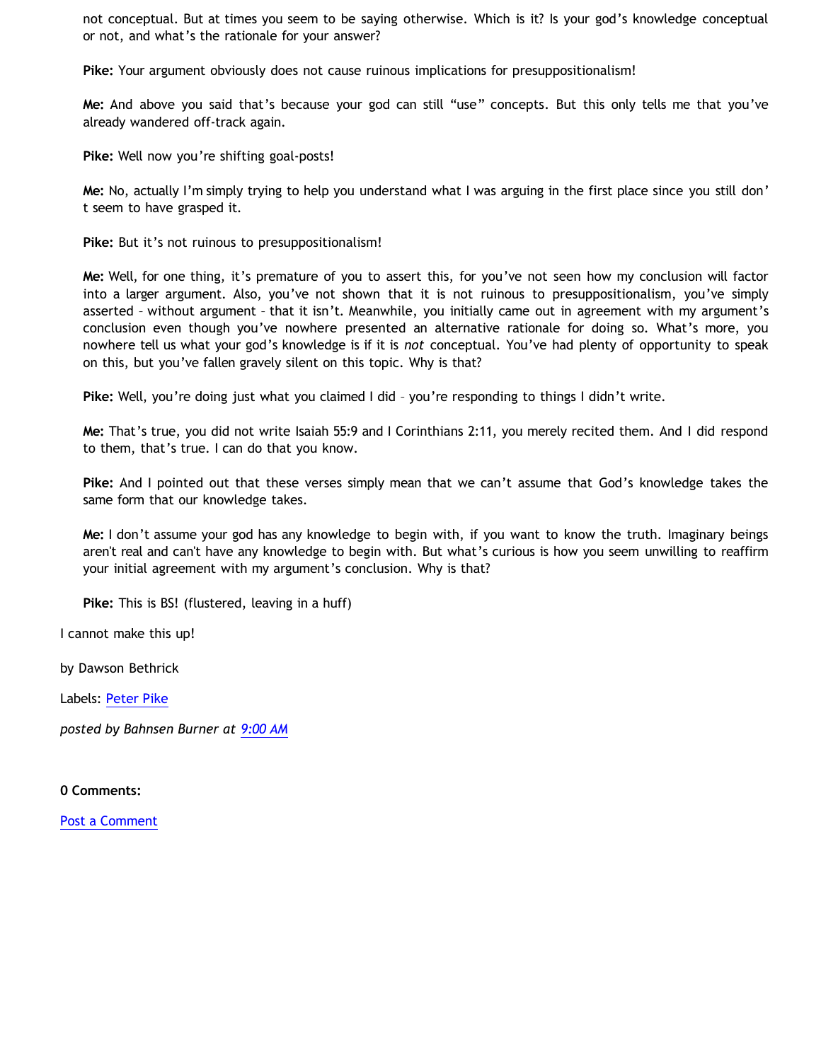not conceptual. But at times you seem to be saying otherwise. Which is it? Is your god's knowledge conceptual or not, and what's the rationale for your answer?

**Pike:** Your argument obviously does not cause ruinous implications for presuppositionalism!

**Me:** And above you said that's because your god can still "use" concepts. But this only tells me that you've already wandered off-track again.

**Pike:** Well now you're shifting goal-posts!

**Me:** No, actually I'm simply trying to help you understand what I was arguing in the first place since you still don't seem to have grasped it.

**Pike:** But it's not ruinous to presuppositionalism!

**Me:** Well, for one thing, it's premature of you to assert this, for you've not seen how my conclusion will factor into a larger argument. Also, you've not shown that it is not ruinous to presuppositionalism, you've simply asserted – without argument – that it isn't. Meanwhile, you initially came out in agreement with my argument's conclusion even though you've nowhere presented an alternative rationale for doing so. What's more, you nowhere tell us what your god's knowledge is if it is *not* conceptual. You've had plenty of opportunity to speak on this, but you've fallen gravely silent on this topic. Why is that?

**Pike:** Well, you're doing just what you claimed I did – you're responding to things I didn't write.

**Me:** That's true, you did not write Isaiah 55:9 and I Corinthians 2:11, you merely recited them. And I did respond to them, that's true. I can do that you know.

**Pike:** And I pointed out that these verses simply mean that we can't assume that God's knowledge takes the same form that our knowledge takes.

**Me:** I don't assume your god has any knowledge to begin with, if you want to know the truth. Imaginary beings aren't real and can't have any knowledge to begin with. But what's curious is how you seem unwilling to reaffirm your initial agreement with my argument's conclusion. Why is that?

**Pike:** This is BS! (flustered, leaving in a huff)

I cannot make this up!

by Dawson Bethrick

Labels: Peter Pike

*posted by Bahnsen Burner at 9:00 AM*

**0 Comments:**

Post a Comment